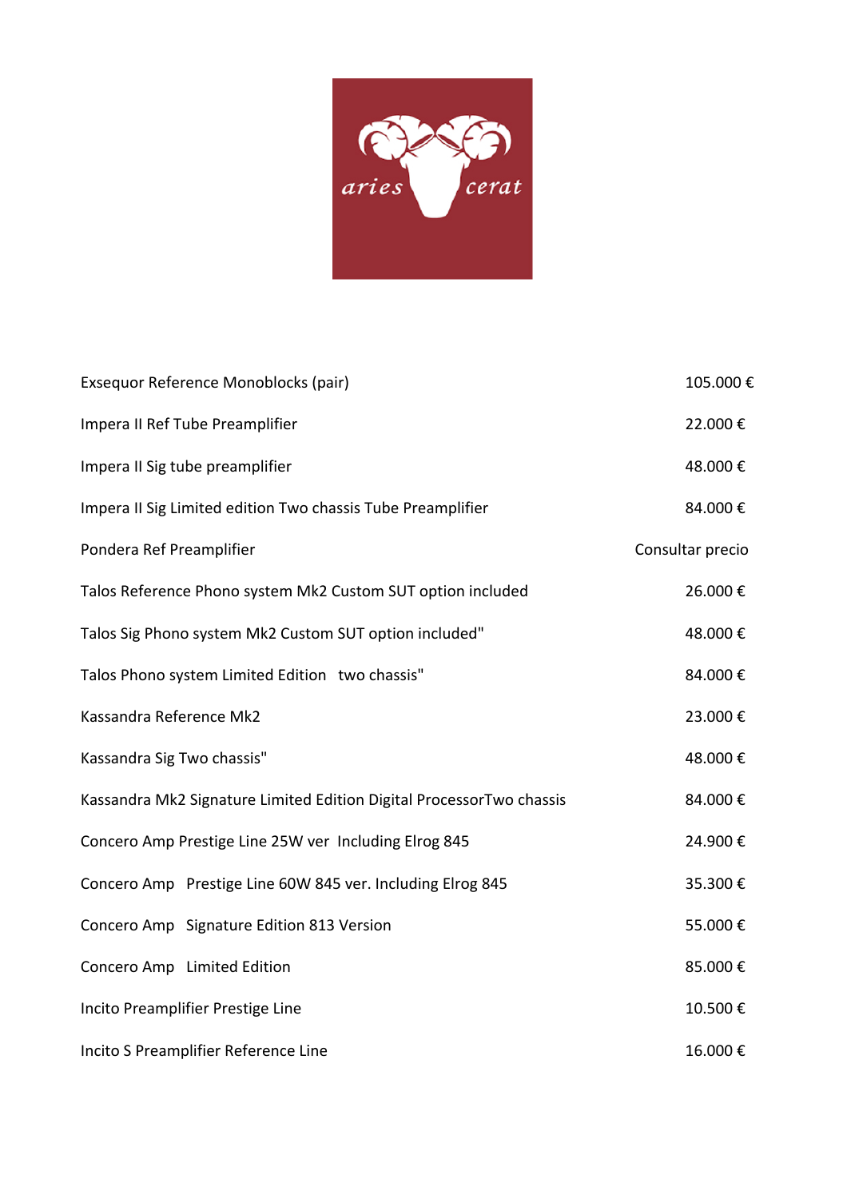aries cerat

| | |
|---|---|
| Exsequor Reference Monoblocks (pair) | 105.000 € |
| Impera II Ref Tube Preamplifier | 22.000 € |
| Impera II Sig tube preamplifier | 48.000 € |
| Impera II Sig Limited edition Two chassis Tube Preamplifier | 84.000 € |
| Pondera Ref Preamplifier | Consultar precio |
| Talos Reference Phono system Mk2 Custom SUT option included | 26.000 € |
| Talos Sig Phono system Mk2 Custom SUT option included" | 48.000 € |
| Talos Phono system Limited Edition two chassis" | 84.000 € |
| Kassandra Reference Mk2 | 23.000 € |
| Kassandra Sig Two chassis" | 48.000 € |
| Kassandra Mk2 Signature Limited Edition Digital ProcessorTwo chassis | 84.000 € |
| Concero Amp Prestige Line 25W ver Including Elrog 845 | 24.900 € |
| Concero Amp Prestige Line 60W 845 ver. Including Elrog 845 | 35.300 € |
| Concero Amp Signature Edition 813 Version | 55.000 € |
| Concero Amp Limited Edition | 85.000 € |
| Incito Preamplifier Prestige Line | 10.500 € |
| Incito S Preamplifier Reference Line | 16.000 € |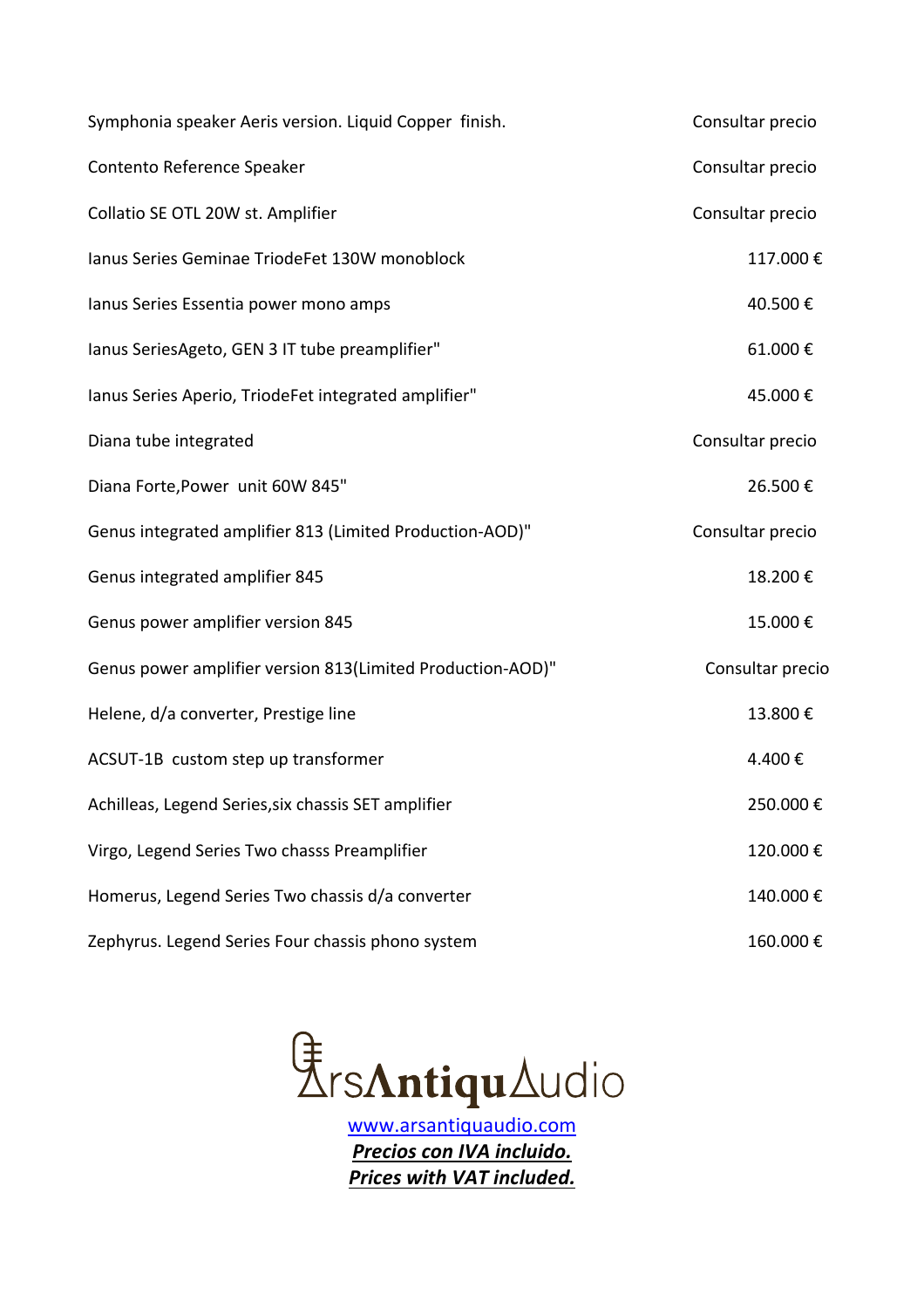| | |
|---|---|
| Symphonia speaker Aeris version. Liquid Copper finish. | Consultar precio |
| Contento Reference Speaker | Consultar precio |
| Collatio SE OTL 20W st. Amplifier | Consultar precio |
| Ianus Series Geminae TriodeFet 130W monoblock | 117.000 € |
| Ianus Series Essentia power mono amps | 40.500 € |
| Ianus SeriesAgeto, GEN 3 IT tube preamplifier" | 61.000 € |
| Ianus Series Aperio, TriodeFet integrated amplifier" | 45.000 € |
| Diana tube integrated | Consultar precio |
| Diana Forte,Power unit 60W 845" | 26.500 € |
| Genus integrated amplifier 813 (Limited Production-AOD)" | Consultar precio |
| Genus integrated amplifier 845 | 18.200 € |
| Genus power amplifier version 845 | 15.000 € |
| Genus power amplifier version 813(Limited Production-AOD)" | Consultar precio |
| Helene, d/a converter, Prestige line | 13.800 € |
| ACSUT-1B custom step up transformer | 4.400 € |
| Achilleas, Legend Series,six chassis SET amplifier | 250.000 € |
| Virgo, Legend Series Two chasss Preamplifier | 120.000 € |
| Homerus, Legend Series Two chassis d/a converter | 140.000 € |
| Zephyrus. Legend Series Four chassis phono system | 160.000 € |

ArsAntiquAudio

www.arsantiquaudio.com

***Precios con IVA incluido.***

***Prices with VAT included.***